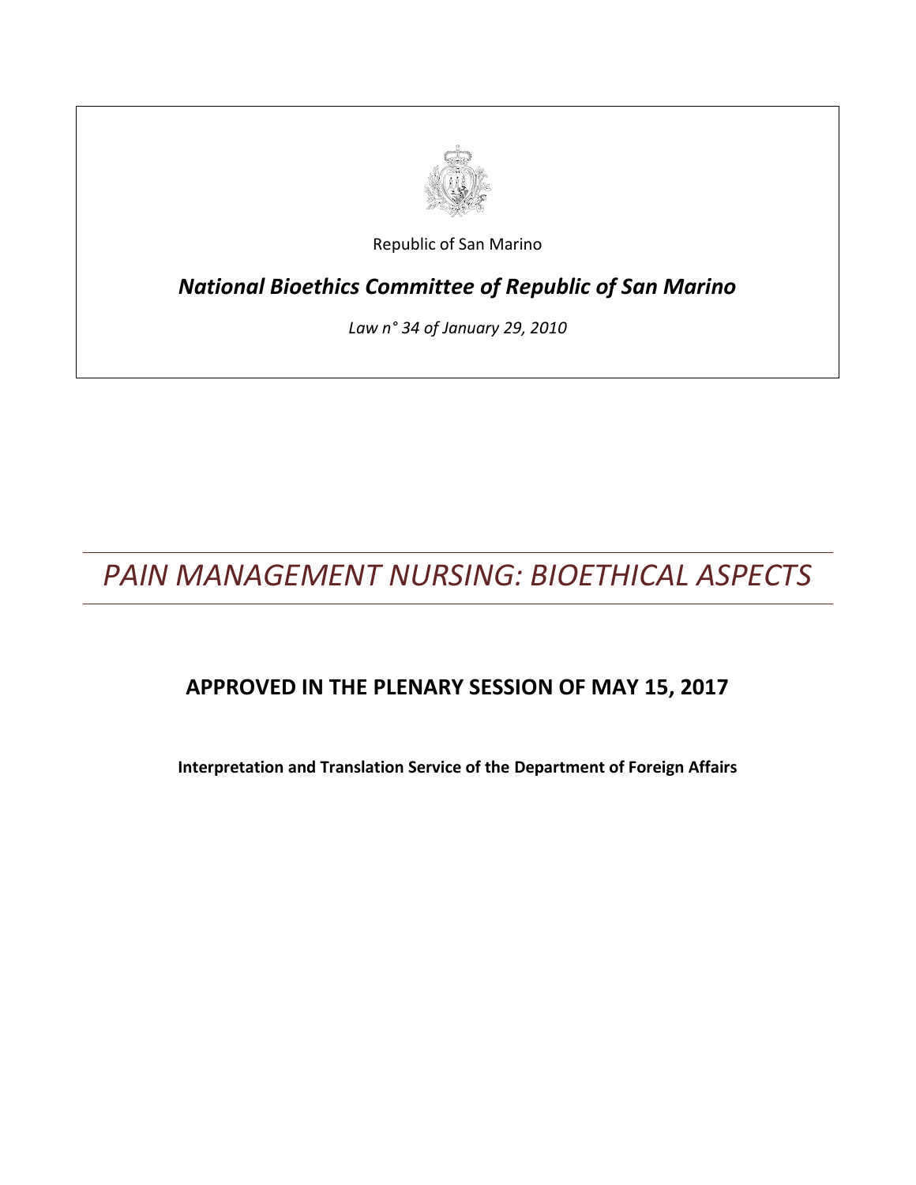Republic of San Marino

***National Bioethics Committee of Republic of San Marino***

*Law n° 34 of January 29, 2010*

# *PAIN MANAGEMENT NURSING: BIOETHICAL ASPECTS*

## APPROVED IN THE PLENARY SESSION OF MAY 15, 2017

**Interpretation and Translation Service of the Department of Foreign Affairs**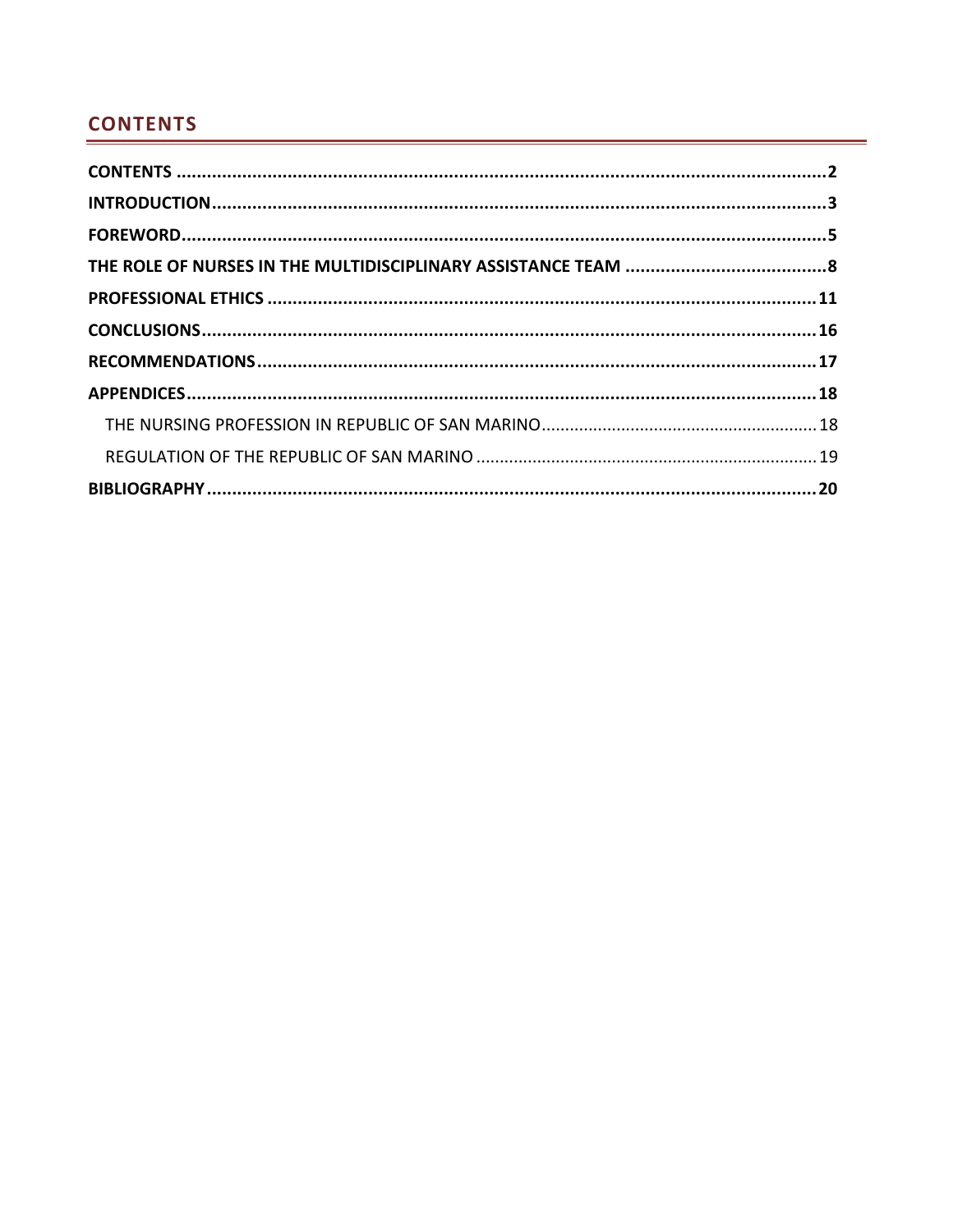## CONTENTS

- **CONTENTS** ........................................................................ **2**
- **INTRODUCTION** ........................................................................ **3**
- **FOREWORD** ........................................................................ **5**
- **THE ROLE OF NURSES IN THE MULTIDISCIPLINARY ASSISTANCE TEAM** ........................................ **8**
- **PROFESSIONAL ETHICS** ........................................................................ **11**
- **CONCLUSIONS** ........................................................................ **16**
- **RECOMMENDATIONS** ........................................................................ **17**
- **APPENDICES** ........................................................................ **18**
  - THE NURSING PROFESSION IN REPUBLIC OF SAN MARINO ........................................ 18
  - REGULATION OF THE REPUBLIC OF SAN MARINO ........................................ 19
- **BIBLIOGRAPHY** ........................................................................ **20**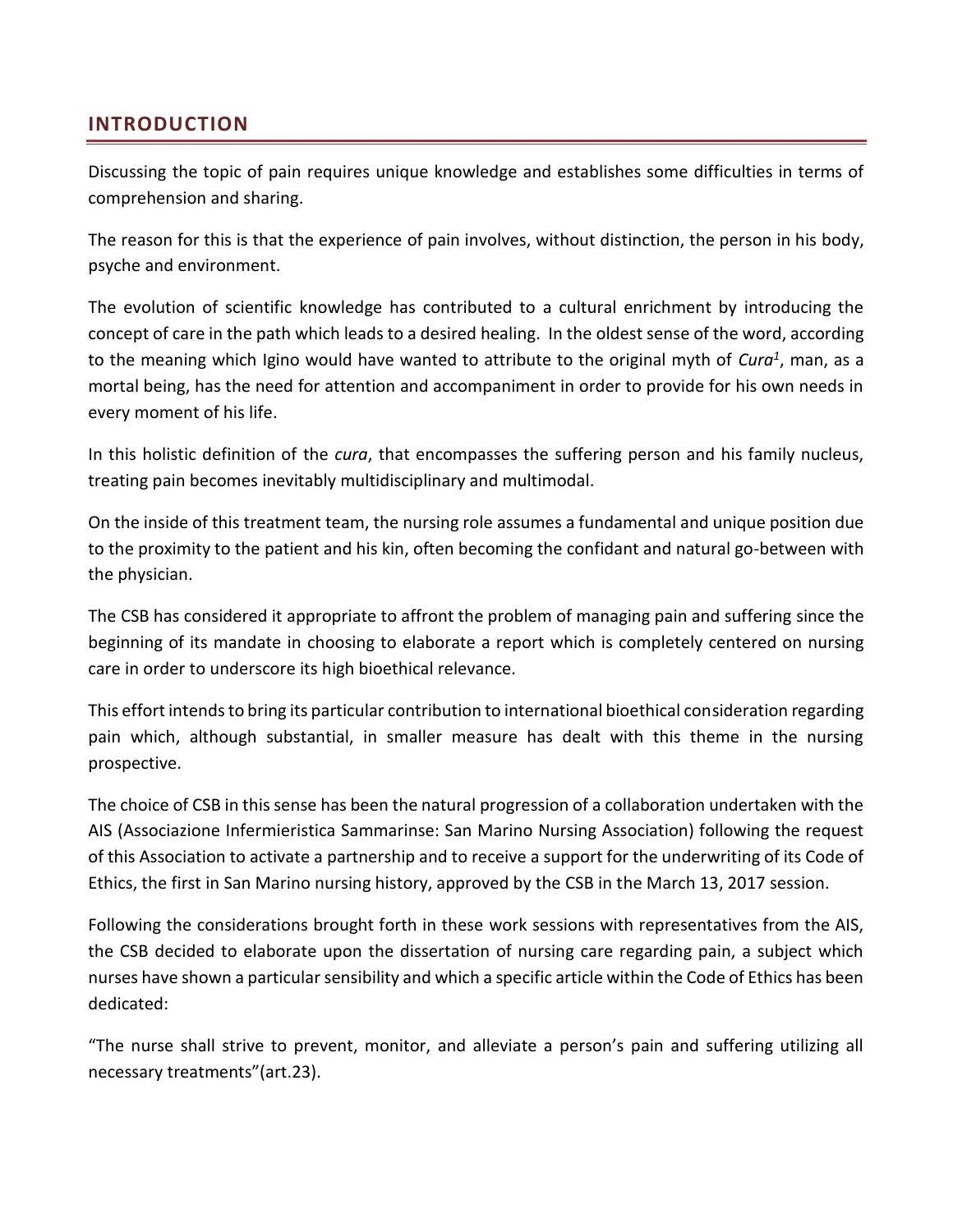## INTRODUCTION

Discussing the topic of pain requires unique knowledge and establishes some difficulties in terms of comprehension and sharing.

The reason for this is that the experience of pain involves, without distinction, the person in his body, psyche and environment.

The evolution of scientific knowledge has contributed to a cultural enrichment by introducing the concept of care in the path which leads to a desired healing. In the oldest sense of the word, according to the meaning which Igino would have wanted to attribute to the original myth of *Cura*[1], man, as a mortal being, has the need for attention and accompaniment in order to provide for his own needs in every moment of his life.

In this holistic definition of the *cura*, that encompasses the suffering person and his family nucleus, treating pain becomes inevitably multidisciplinary and multimodal.

On the inside of this treatment team, the nursing role assumes a fundamental and unique position due to the proximity to the patient and his kin, often becoming the confidant and natural go-between with the physician.

The CSB has considered it appropriate to affront the problem of managing pain and suffering since the beginning of its mandate in choosing to elaborate a report which is completely centered on nursing care in order to underscore its high bioethical relevance.

This effort intends to bring its particular contribution to international bioethical consideration regarding pain which, although substantial, in smaller measure has dealt with this theme in the nursing prospective.

The choice of CSB in this sense has been the natural progression of a collaboration undertaken with the AIS (Associazione Infermieristica Sammarinse: San Marino Nursing Association) following the request of this Association to activate a partnership and to receive a support for the underwriting of its Code of Ethics, the first in San Marino nursing history, approved by the CSB in the March 13, 2017 session.

Following the considerations brought forth in these work sessions with representatives from the AIS, the CSB decided to elaborate upon the dissertation of nursing care regarding pain, a subject which nurses have shown a particular sensibility and which a specific article within the Code of Ethics has been dedicated:

"The nurse shall strive to prevent, monitor, and alleviate a person's pain and suffering utilizing all necessary treatments"(art.23).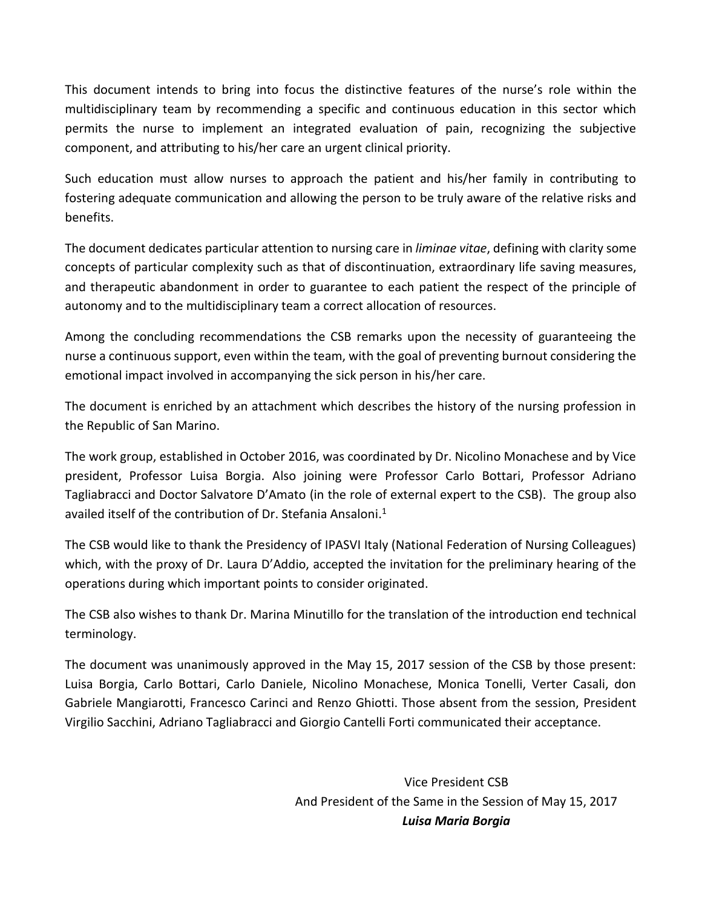This document intends to bring into focus the distinctive features of the nurse's role within the multidisciplinary team by recommending a specific and continuous education in this sector which permits the nurse to implement an integrated evaluation of pain, recognizing the subjective component, and attributing to his/her care an urgent clinical priority.

Such education must allow nurses to approach the patient and his/her family in contributing to fostering adequate communication and allowing the person to be truly aware of the relative risks and benefits.

The document dedicates particular attention to nursing care in *liminae vitae*, defining with clarity some concepts of particular complexity such as that of discontinuation, extraordinary life saving measures, and therapeutic abandonment in order to guarantee to each patient the respect of the principle of autonomy and to the multidisciplinary team a correct allocation of resources.

Among the concluding recommendations the CSB remarks upon the necessity of guaranteeing the nurse a continuous support, even within the team, with the goal of preventing burnout considering the emotional impact involved in accompanying the sick person in his/her care.

The document is enriched by an attachment which describes the history of the nursing profession in the Republic of San Marino.

The work group, established in October 2016, was coordinated by Dr. Nicolino Monachese and by Vice president, Professor Luisa Borgia. Also joining were Professor Carlo Bottari, Professor Adriano Tagliabracci and Doctor Salvatore D'Amato (in the role of external expert to the CSB). The group also availed itself of the contribution of Dr. Stefania Ansaloni.[1]

The CSB would like to thank the Presidency of IPASVI Italy (National Federation of Nursing Colleagues) which, with the proxy of Dr. Laura D'Addio, accepted the invitation for the preliminary hearing of the operations during which important points to consider originated.

The CSB also wishes to thank Dr. Marina Minutillo for the translation of the introduction end technical terminology.

The document was unanimously approved in the May 15, 2017 session of the CSB by those present: Luisa Borgia, Carlo Bottari, Carlo Daniele, Nicolino Monachese, Monica Tonelli, Verter Casali, don Gabriele Mangiarotti, Francesco Carinci and Renzo Ghiotti. Those absent from the session, President Virgilio Sacchini, Adriano Tagliabracci and Giorgio Cantelli Forti communicated their acceptance.

Vice President CSB
And President of the Same in the Session of May 15, 2017
***Luisa Maria Borgia***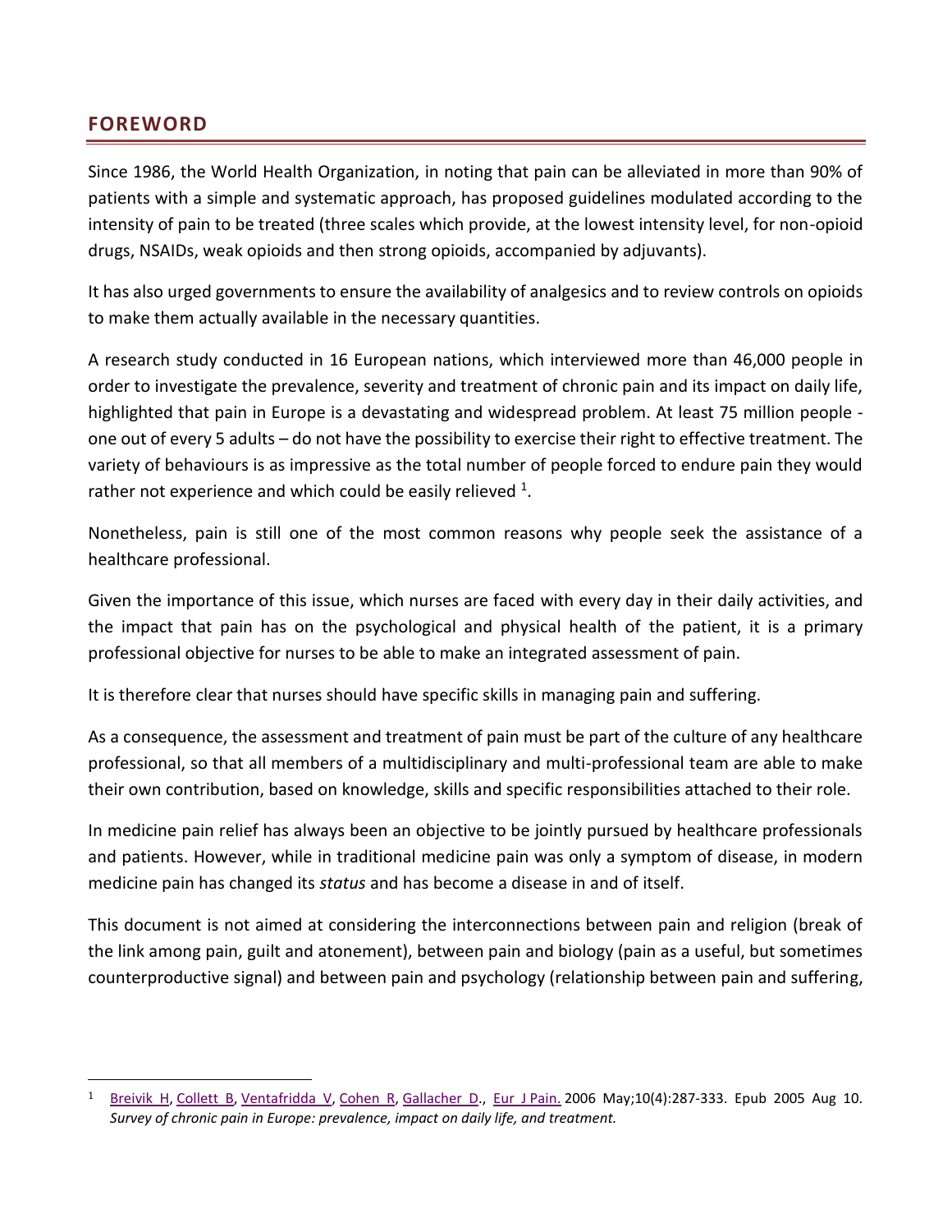## FOREWORD

Since 1986, the World Health Organization, in noting that pain can be alleviated in more than 90% of patients with a simple and systematic approach, has proposed guidelines modulated according to the intensity of pain to be treated (three scales which provide, at the lowest intensity level, for non-opioid drugs, NSAIDs, weak opioids and then strong opioids, accompanied by adjuvants).

It has also urged governments to ensure the availability of analgesics and to review controls on opioids to make them actually available in the necessary quantities.

A research study conducted in 16 European nations, which interviewed more than 46,000 people in order to investigate the prevalence, severity and treatment of chronic pain and its impact on daily life, highlighted that pain in Europe is a devastating and widespread problem. At least 75 million people - one out of every 5 adults – do not have the possibility to exercise their right to effective treatment. The variety of behaviours is as impressive as the total number of people forced to endure pain they would rather not experience and which could be easily relieved [1].

Nonetheless, pain is still one of the most common reasons why people seek the assistance of a healthcare professional.

Given the importance of this issue, which nurses are faced with every day in their daily activities, and the impact that pain has on the psychological and physical health of the patient, it is a primary professional objective for nurses to be able to make an integrated assessment of pain.

It is therefore clear that nurses should have specific skills in managing pain and suffering.

As a consequence, the assessment and treatment of pain must be part of the culture of any healthcare professional, so that all members of a multidisciplinary and multi-professional team are able to make their own contribution, based on knowledge, skills and specific responsibilities attached to their role.

In medicine pain relief has always been an objective to be jointly pursued by healthcare professionals and patients. However, while in traditional medicine pain was only a symptom of disease, in modern medicine pain has changed its *status* and has become a disease in and of itself.

This document is not aimed at considering the interconnections between pain and religion (break of the link among pain, guilt and atonement), between pain and biology (pain as a useful, but sometimes counterproductive signal) and between pain and psychology (relationship between pain and suffering,

---

[1] Breivik H, Collett B, Ventafridda V, Cohen R, Gallacher D., Eur J Pain. 2006 May;10(4):287-333. Epub 2005 Aug 10. *Survey of chronic pain in Europe: prevalence, impact on daily life, and treatment.*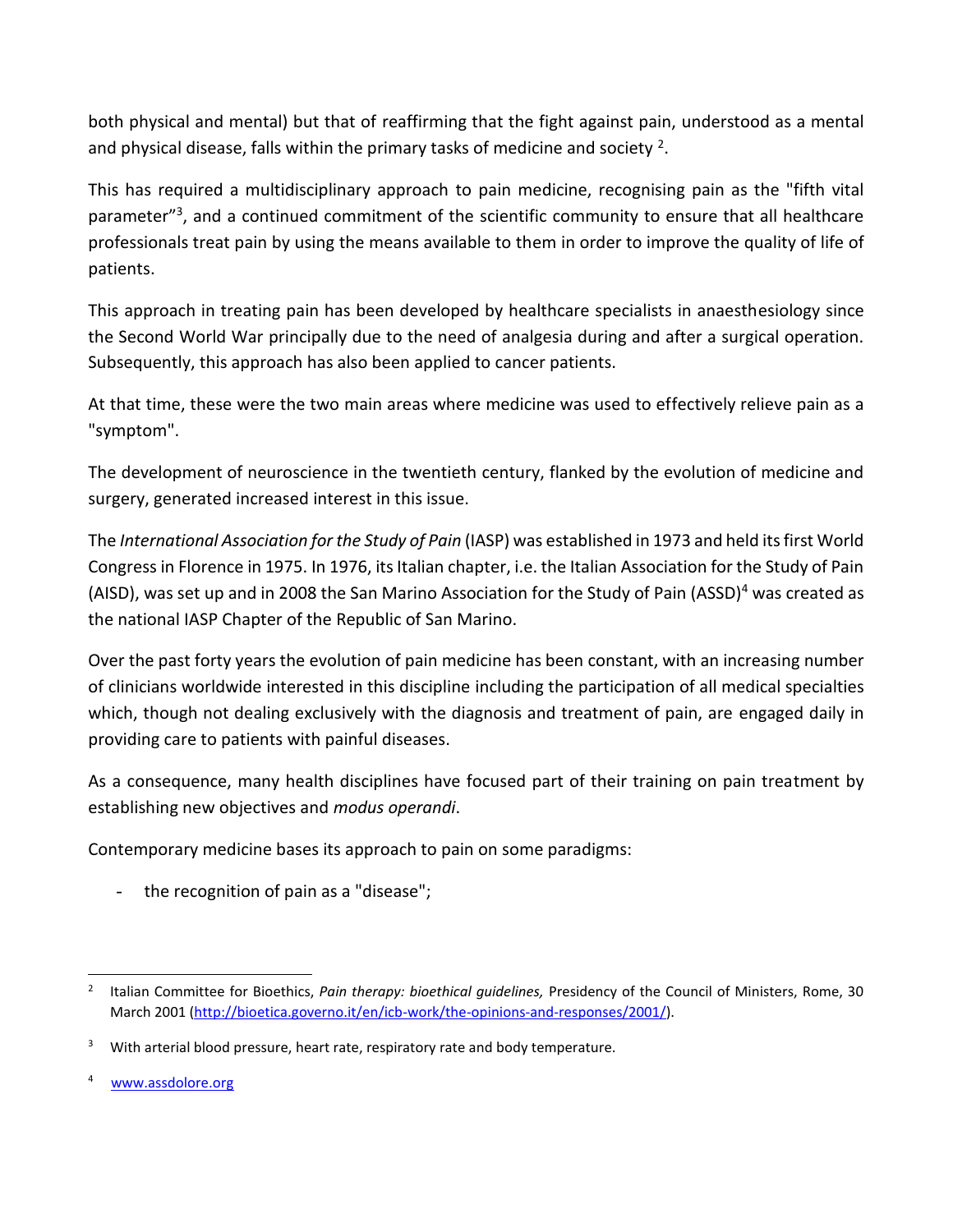both physical and mental) but that of reaffirming that the fight against pain, understood as a mental and physical disease, falls within the primary tasks of medicine and society [2].

This has required a multidisciplinary approach to pain medicine, recognising pain as the "fifth vital parameter"[3], and a continued commitment of the scientific community to ensure that all healthcare professionals treat pain by using the means available to them in order to improve the quality of life of patients.

This approach in treating pain has been developed by healthcare specialists in anaesthesiology since the Second World War principally due to the need of analgesia during and after a surgical operation. Subsequently, this approach has also been applied to cancer patients.

At that time, these were the two main areas where medicine was used to effectively relieve pain as a "symptom".

The development of neuroscience in the twentieth century, flanked by the evolution of medicine and surgery, generated increased interest in this issue.

The *International Association for the Study of Pain* (IASP) was established in 1973 and held its first World Congress in Florence in 1975. In 1976, its Italian chapter, i.e. the Italian Association for the Study of Pain (AISD), was set up and in 2008 the San Marino Association for the Study of Pain (ASSD)[4] was created as the national IASP Chapter of the Republic of San Marino.

Over the past forty years the evolution of pain medicine has been constant, with an increasing number of clinicians worldwide interested in this discipline including the participation of all medical specialties which, though not dealing exclusively with the diagnosis and treatment of pain, are engaged daily in providing care to patients with painful diseases.

As a consequence, many health disciplines have focused part of their training on pain treatment by establishing new objectives and *modus operandi*.

Contemporary medicine bases its approach to pain on some paradigms:

- the recognition of pain as a "disease";

---

[2] Italian Committee for Bioethics, *Pain therapy: bioethical guidelines,* Presidency of the Council of Ministers, Rome, 30 March 2001 (http://bioetica.governo.it/en/icb-work/the-opinions-and-responses/2001/).

[3] With arterial blood pressure, heart rate, respiratory rate and body temperature.

[4] www.assdolore.org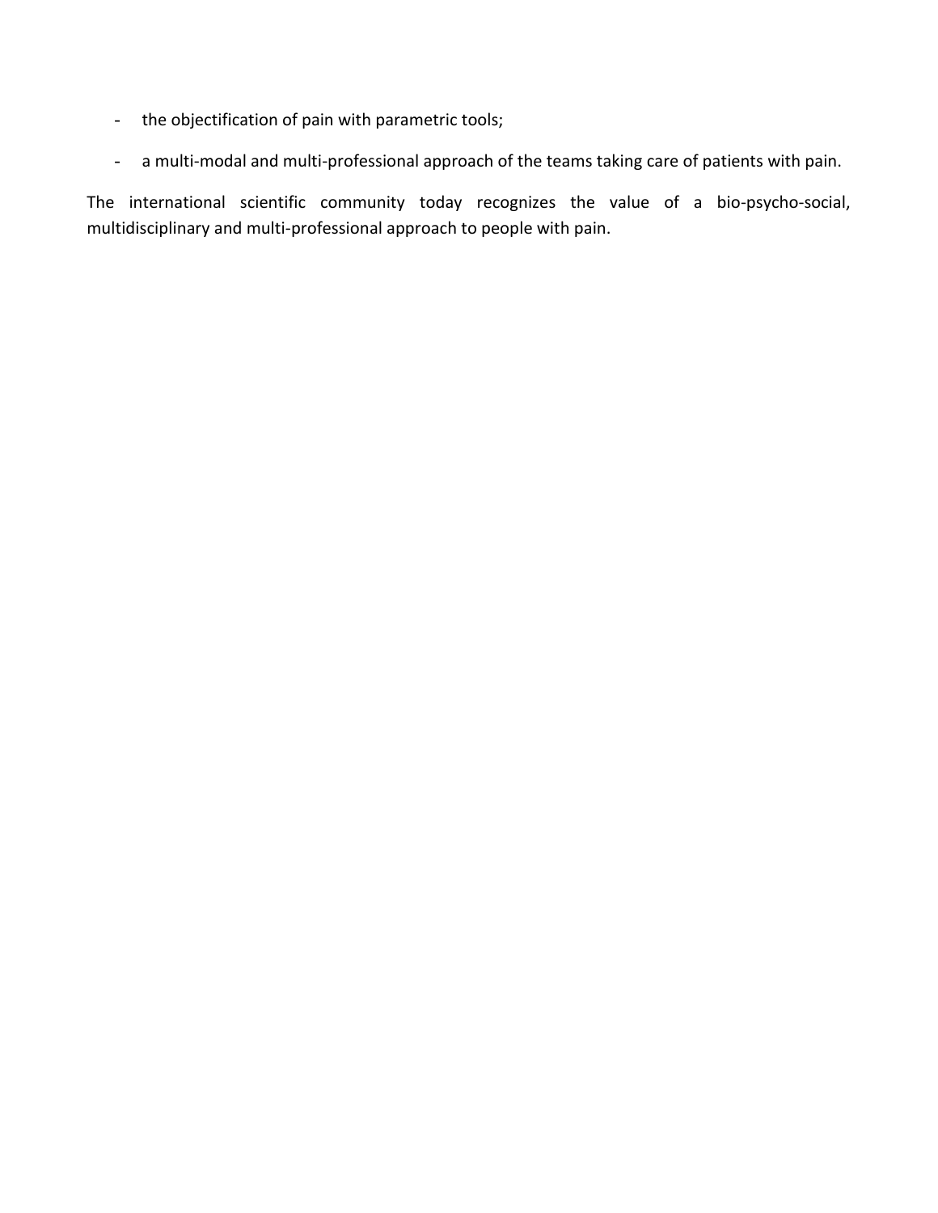- the objectification of pain with parametric tools;
- a multi-modal and multi-professional approach of the teams taking care of patients with pain.

The international scientific community today recognizes the value of a bio-psycho-social, multidisciplinary and multi-professional approach to people with pain.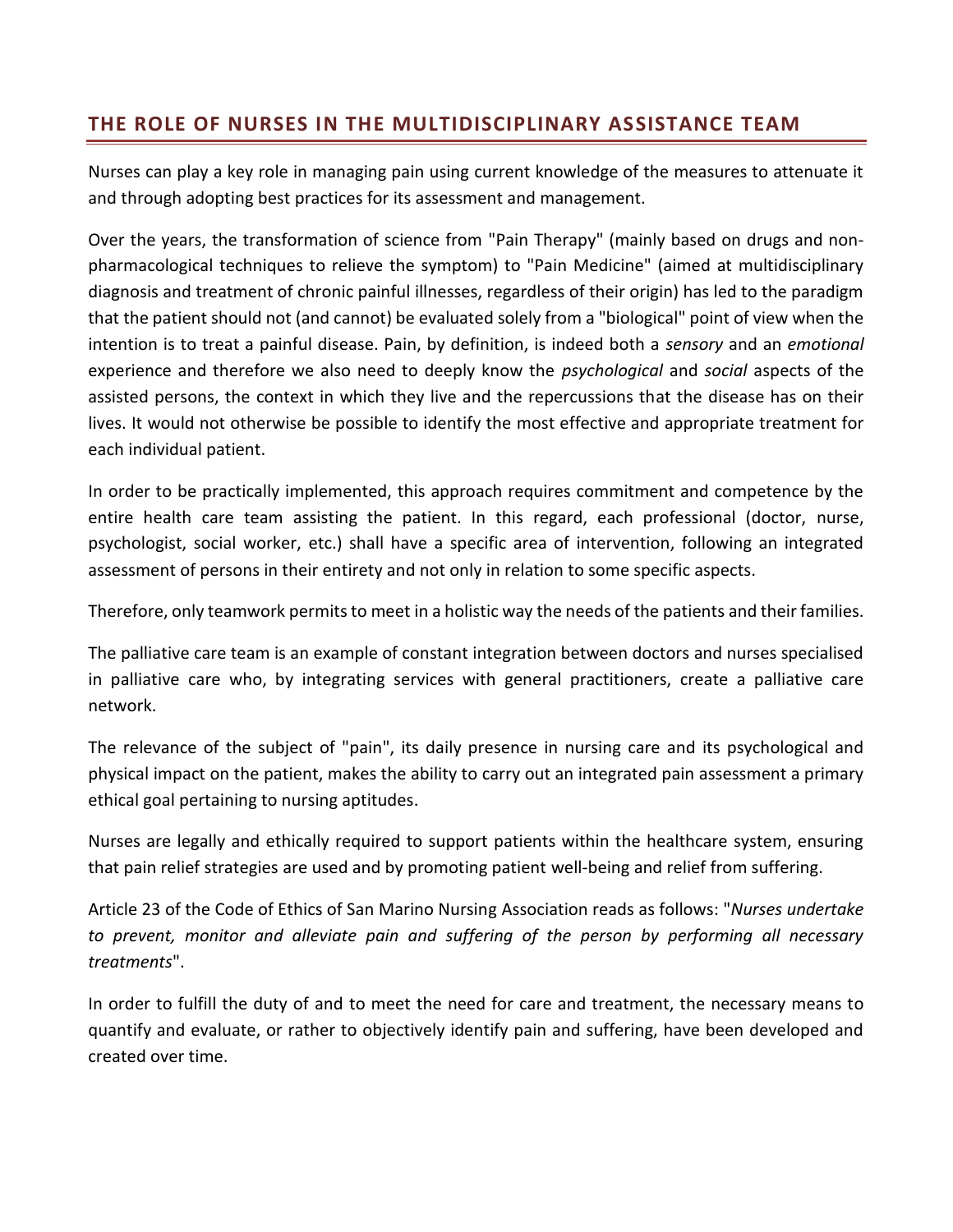## THE ROLE OF NURSES IN THE MULTIDISCIPLINARY ASSISTANCE TEAM

Nurses can play a key role in managing pain using current knowledge of the measures to attenuate it and through adopting best practices for its assessment and management.

Over the years, the transformation of science from "Pain Therapy" (mainly based on drugs and non-pharmacological techniques to relieve the symptom) to "Pain Medicine" (aimed at multidisciplinary diagnosis and treatment of chronic painful illnesses, regardless of their origin) has led to the paradigm that the patient should not (and cannot) be evaluated solely from a "biological" point of view when the intention is to treat a painful disease. Pain, by definition, is indeed both a *sensory* and an *emotional* experience and therefore we also need to deeply know the *psychological* and *social* aspects of the assisted persons, the context in which they live and the repercussions that the disease has on their lives. It would not otherwise be possible to identify the most effective and appropriate treatment for each individual patient.

In order to be practically implemented, this approach requires commitment and competence by the entire health care team assisting the patient. In this regard, each professional (doctor, nurse, psychologist, social worker, etc.) shall have a specific area of intervention, following an integrated assessment of persons in their entirety and not only in relation to some specific aspects.

Therefore, only teamwork permits to meet in a holistic way the needs of the patients and their families.

The palliative care team is an example of constant integration between doctors and nurses specialised in palliative care who, by integrating services with general practitioners, create a palliative care network.

The relevance of the subject of "pain", its daily presence in nursing care and its psychological and physical impact on the patient, makes the ability to carry out an integrated pain assessment a primary ethical goal pertaining to nursing aptitudes.

Nurses are legally and ethically required to support patients within the healthcare system, ensuring that pain relief strategies are used and by promoting patient well-being and relief from suffering.

Article 23 of the Code of Ethics of San Marino Nursing Association reads as follows: "*Nurses undertake to prevent, monitor and alleviate pain and suffering of the person by performing all necessary treatments*".

In order to fulfill the duty of and to meet the need for care and treatment, the necessary means to quantify and evaluate, or rather to objectively identify pain and suffering, have been developed and created over time.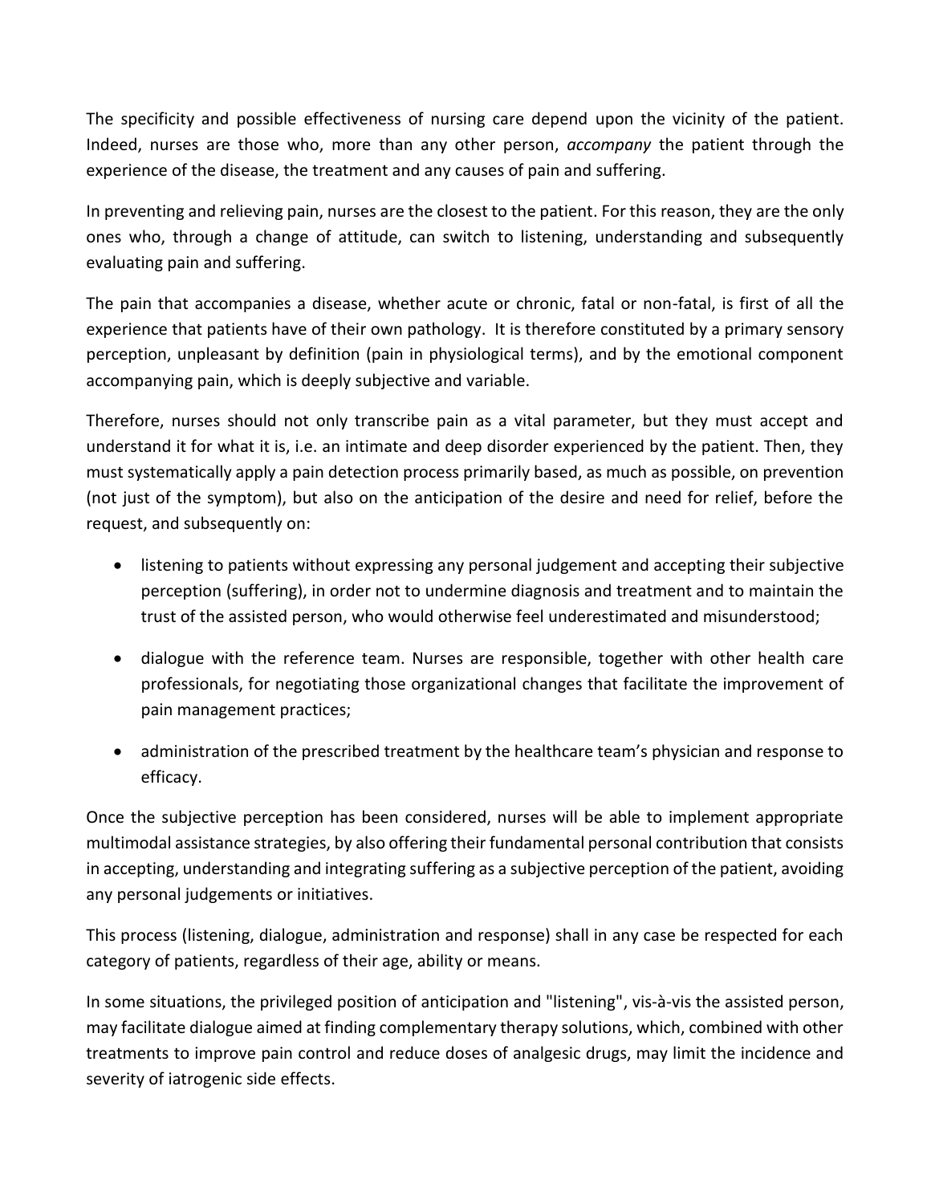The specificity and possible effectiveness of nursing care depend upon the vicinity of the patient. Indeed, nurses are those who, more than any other person, *accompany* the patient through the experience of the disease, the treatment and any causes of pain and suffering.

In preventing and relieving pain, nurses are the closest to the patient. For this reason, they are the only ones who, through a change of attitude, can switch to listening, understanding and subsequently evaluating pain and suffering.

The pain that accompanies a disease, whether acute or chronic, fatal or non-fatal, is first of all the experience that patients have of their own pathology. It is therefore constituted by a primary sensory perception, unpleasant by definition (pain in physiological terms), and by the emotional component accompanying pain, which is deeply subjective and variable.

Therefore, nurses should not only transcribe pain as a vital parameter, but they must accept and understand it for what it is, i.e. an intimate and deep disorder experienced by the patient. Then, they must systematically apply a pain detection process primarily based, as much as possible, on prevention (not just of the symptom), but also on the anticipation of the desire and need for relief, before the request, and subsequently on:

- listening to patients without expressing any personal judgement and accepting their subjective perception (suffering), in order not to undermine diagnosis and treatment and to maintain the trust of the assisted person, who would otherwise feel underestimated and misunderstood;
- dialogue with the reference team. Nurses are responsible, together with other health care professionals, for negotiating those organizational changes that facilitate the improvement of pain management practices;
- administration of the prescribed treatment by the healthcare team's physician and response to efficacy.

Once the subjective perception has been considered, nurses will be able to implement appropriate multimodal assistance strategies, by also offering their fundamental personal contribution that consists in accepting, understanding and integrating suffering as a subjective perception of the patient, avoiding any personal judgements or initiatives.

This process (listening, dialogue, administration and response) shall in any case be respected for each category of patients, regardless of their age, ability or means.

In some situations, the privileged position of anticipation and "listening", vis-à-vis the assisted person, may facilitate dialogue aimed at finding complementary therapy solutions, which, combined with other treatments to improve pain control and reduce doses of analgesic drugs, may limit the incidence and severity of iatrogenic side effects.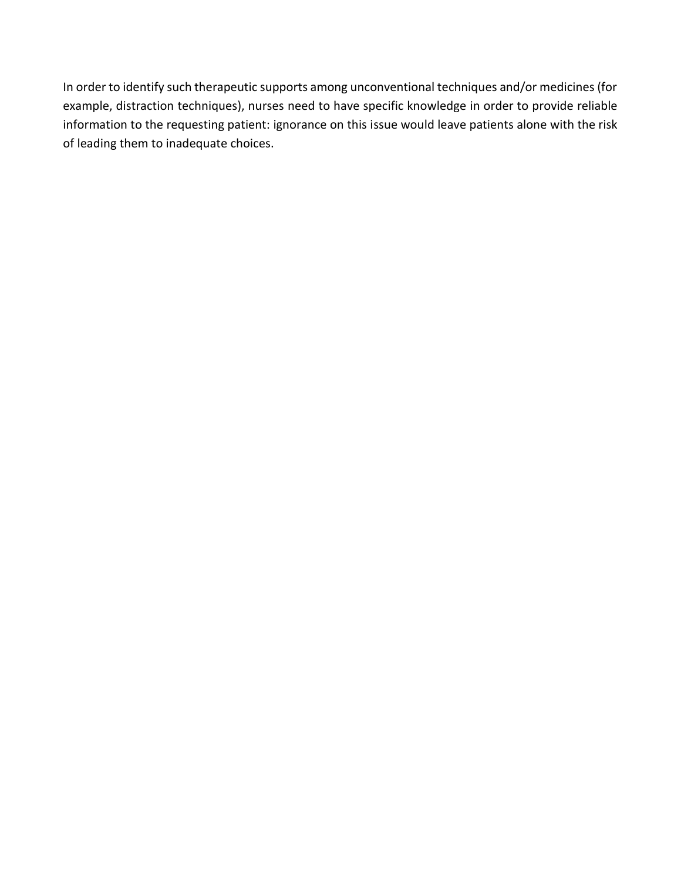In order to identify such therapeutic supports among unconventional techniques and/or medicines (for example, distraction techniques), nurses need to have specific knowledge in order to provide reliable information to the requesting patient: ignorance on this issue would leave patients alone with the risk of leading them to inadequate choices.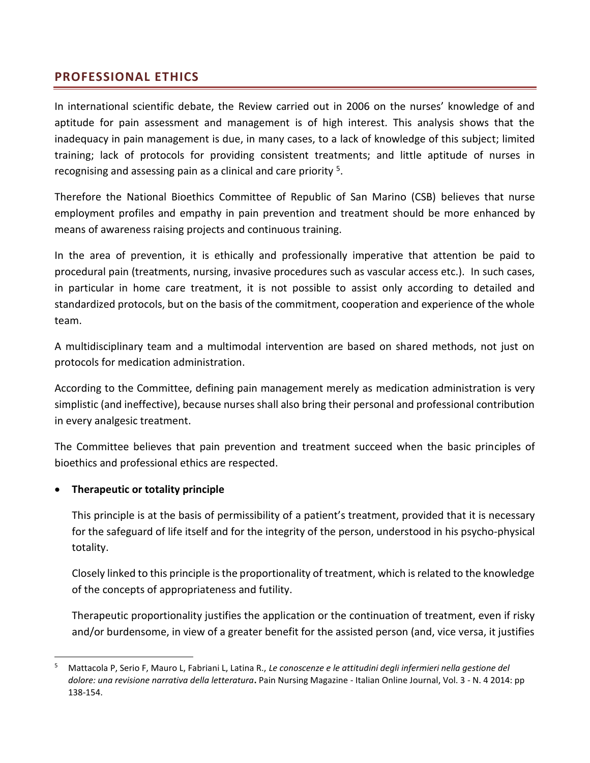## PROFESSIONAL ETHICS

In international scientific debate, the Review carried out in 2006 on the nurses' knowledge of and aptitude for pain assessment and management is of high interest. This analysis shows that the inadequacy in pain management is due, in many cases, to a lack of knowledge of this subject; limited training; lack of protocols for providing consistent treatments; and little aptitude of nurses in recognising and assessing pain as a clinical and care priority [5].

Therefore the National Bioethics Committee of Republic of San Marino (CSB) believes that nurse employment profiles and empathy in pain prevention and treatment should be more enhanced by means of awareness raising projects and continuous training.

In the area of prevention, it is ethically and professionally imperative that attention be paid to procedural pain (treatments, nursing, invasive procedures such as vascular access etc.). In such cases, in particular in home care treatment, it is not possible to assist only according to detailed and standardized protocols, but on the basis of the commitment, cooperation and experience of the whole team.

A multidisciplinary team and a multimodal intervention are based on shared methods, not just on protocols for medication administration.

According to the Committee, defining pain management merely as medication administration is very simplistic (and ineffective), because nurses shall also bring their personal and professional contribution in every analgesic treatment.

The Committee believes that pain prevention and treatment succeed when the basic principles of bioethics and professional ethics are respected.

- **Therapeutic or totality principle**

  This principle is at the basis of permissibility of a patient's treatment, provided that it is necessary for the safeguard of life itself and for the integrity of the person, understood in his psycho-physical totality.

  Closely linked to this principle is the proportionality of treatment, which is related to the knowledge of the concepts of appropriateness and futility.

  Therapeutic proportionality justifies the application or the continuation of treatment, even if risky and/or burdensome, in view of a greater benefit for the assisted person (and, vice versa, it justifies

---

[5] Mattacola P, Serio F, Mauro L, Fabriani L, Latina R., *Le conoscenze e le attitudini degli infermieri nella gestione del dolore: una revisione narrativa della letteratura*. Pain Nursing Magazine - Italian Online Journal, Vol. 3 - N. 4 2014: pp 138-154.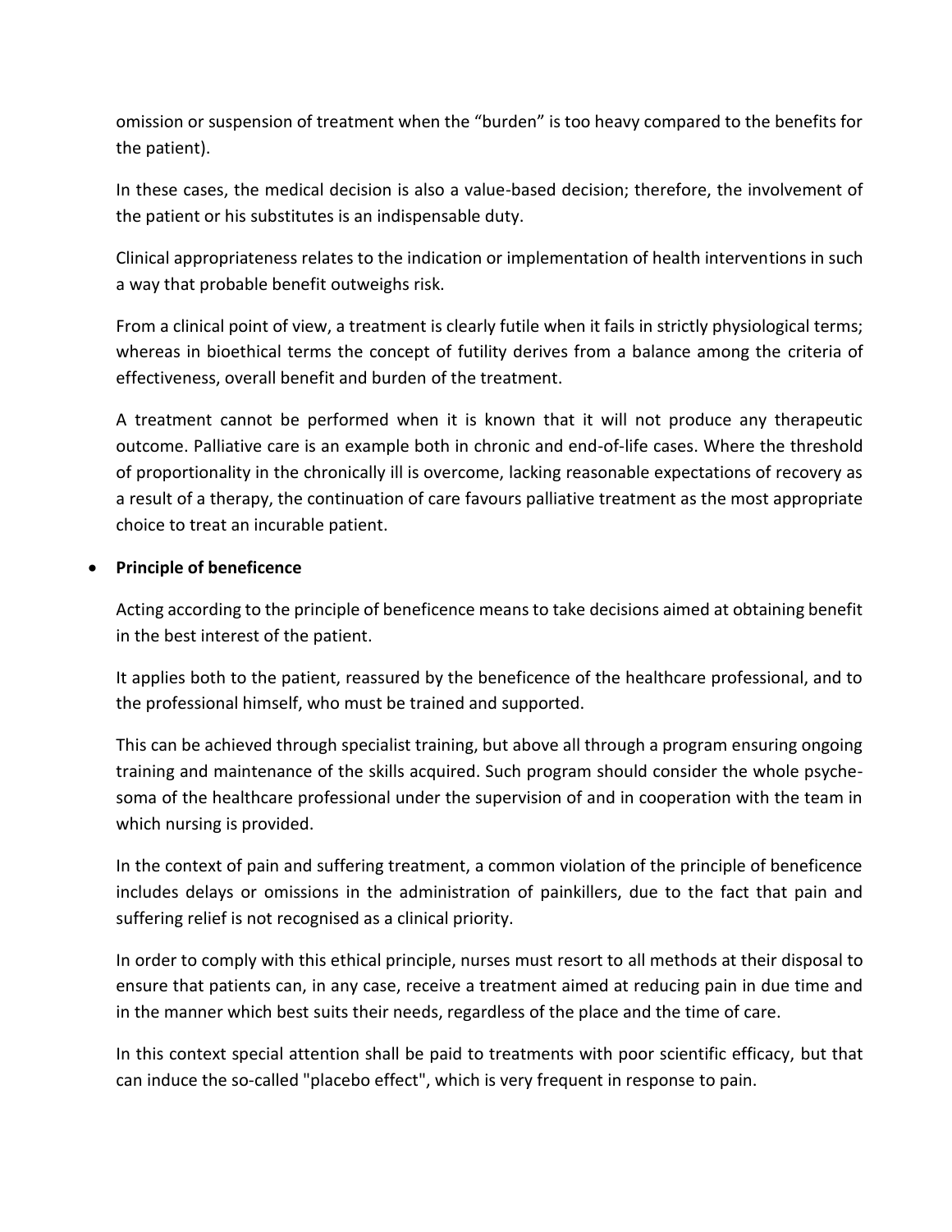omission or suspension of treatment when the "burden" is too heavy compared to the benefits for the patient).

In these cases, the medical decision is also a value-based decision; therefore, the involvement of the patient or his substitutes is an indispensable duty.

Clinical appropriateness relates to the indication or implementation of health interventions in such a way that probable benefit outweighs risk.

From a clinical point of view, a treatment is clearly futile when it fails in strictly physiological terms; whereas in bioethical terms the concept of futility derives from a balance among the criteria of effectiveness, overall benefit and burden of the treatment.

A treatment cannot be performed when it is known that it will not produce any therapeutic outcome. Palliative care is an example both in chronic and end-of-life cases. Where the threshold of proportionality in the chronically ill is overcome, lacking reasonable expectations of recovery as a result of a therapy, the continuation of care favours palliative treatment as the most appropriate choice to treat an incurable patient.

- **Principle of beneficence**

  Acting according to the principle of beneficence means to take decisions aimed at obtaining benefit in the best interest of the patient.

  It applies both to the patient, reassured by the beneficence of the healthcare professional, and to the professional himself, who must be trained and supported.

  This can be achieved through specialist training, but above all through a program ensuring ongoing training and maintenance of the skills acquired. Such program should consider the whole psyche-soma of the healthcare professional under the supervision of and in cooperation with the team in which nursing is provided.

  In the context of pain and suffering treatment, a common violation of the principle of beneficence includes delays or omissions in the administration of painkillers, due to the fact that pain and suffering relief is not recognised as a clinical priority.

  In order to comply with this ethical principle, nurses must resort to all methods at their disposal to ensure that patients can, in any case, receive a treatment aimed at reducing pain in due time and in the manner which best suits their needs, regardless of the place and the time of care.

  In this context special attention shall be paid to treatments with poor scientific efficacy, but that can induce the so-called "placebo effect", which is very frequent in response to pain.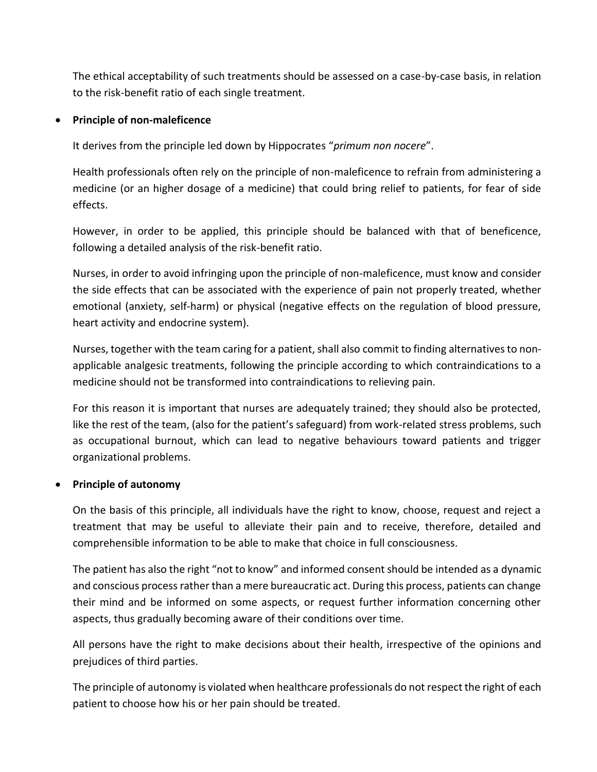The ethical acceptability of such treatments should be assessed on a case-by-case basis, in relation to the risk-benefit ratio of each single treatment.

- **Principle of non-maleficence**

  It derives from the principle led down by Hippocrates "*primum non nocere*".

  Health professionals often rely on the principle of non-maleficence to refrain from administering a medicine (or an higher dosage of a medicine) that could bring relief to patients, for fear of side effects.

  However, in order to be applied, this principle should be balanced with that of beneficence, following a detailed analysis of the risk-benefit ratio.

  Nurses, in order to avoid infringing upon the principle of non-maleficence, must know and consider the side effects that can be associated with the experience of pain not properly treated, whether emotional (anxiety, self-harm) or physical (negative effects on the regulation of blood pressure, heart activity and endocrine system).

  Nurses, together with the team caring for a patient, shall also commit to finding alternatives to non-applicable analgesic treatments, following the principle according to which contraindications to a medicine should not be transformed into contraindications to relieving pain.

  For this reason it is important that nurses are adequately trained; they should also be protected, like the rest of the team, (also for the patient's safeguard) from work-related stress problems, such as occupational burnout, which can lead to negative behaviours toward patients and trigger organizational problems.

- **Principle of autonomy**

  On the basis of this principle, all individuals have the right to know, choose, request and reject a treatment that may be useful to alleviate their pain and to receive, therefore, detailed and comprehensible information to be able to make that choice in full consciousness.

  The patient has also the right "not to know" and informed consent should be intended as a dynamic and conscious process rather than a mere bureaucratic act. During this process, patients can change their mind and be informed on some aspects, or request further information concerning other aspects, thus gradually becoming aware of their conditions over time.

  All persons have the right to make decisions about their health, irrespective of the opinions and prejudices of third parties.

  The principle of autonomy is violated when healthcare professionals do not respect the right of each patient to choose how his or her pain should be treated.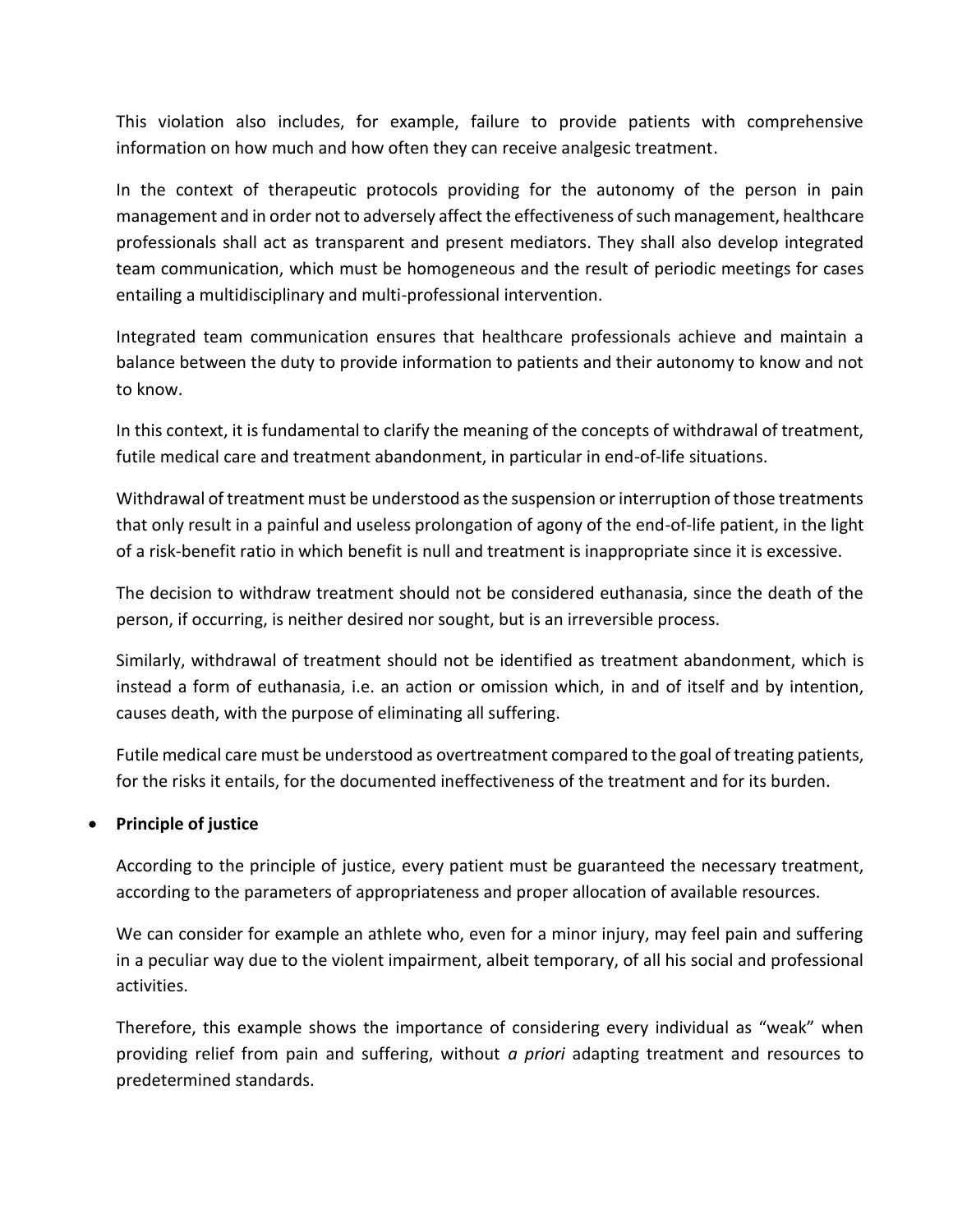This violation also includes, for example, failure to provide patients with comprehensive information on how much and how often they can receive analgesic treatment.

In the context of therapeutic protocols providing for the autonomy of the person in pain management and in order not to adversely affect the effectiveness of such management, healthcare professionals shall act as transparent and present mediators. They shall also develop integrated team communication, which must be homogeneous and the result of periodic meetings for cases entailing a multidisciplinary and multi-professional intervention.

Integrated team communication ensures that healthcare professionals achieve and maintain a balance between the duty to provide information to patients and their autonomy to know and not to know.

In this context, it is fundamental to clarify the meaning of the concepts of withdrawal of treatment, futile medical care and treatment abandonment, in particular in end-of-life situations.

Withdrawal of treatment must be understood as the suspension or interruption of those treatments that only result in a painful and useless prolongation of agony of the end-of-life patient, in the light of a risk-benefit ratio in which benefit is null and treatment is inappropriate since it is excessive.

The decision to withdraw treatment should not be considered euthanasia, since the death of the person, if occurring, is neither desired nor sought, but is an irreversible process.

Similarly, withdrawal of treatment should not be identified as treatment abandonment, which is instead a form of euthanasia, i.e. an action or omission which, in and of itself and by intention, causes death, with the purpose of eliminating all suffering.

Futile medical care must be understood as overtreatment compared to the goal of treating patients, for the risks it entails, for the documented ineffectiveness of the treatment and for its burden.

- **Principle of justice**

  According to the principle of justice, every patient must be guaranteed the necessary treatment, according to the parameters of appropriateness and proper allocation of available resources.

  We can consider for example an athlete who, even for a minor injury, may feel pain and suffering in a peculiar way due to the violent impairment, albeit temporary, of all his social and professional activities.

  Therefore, this example shows the importance of considering every individual as "weak" when providing relief from pain and suffering, without *a priori* adapting treatment and resources to predetermined standards.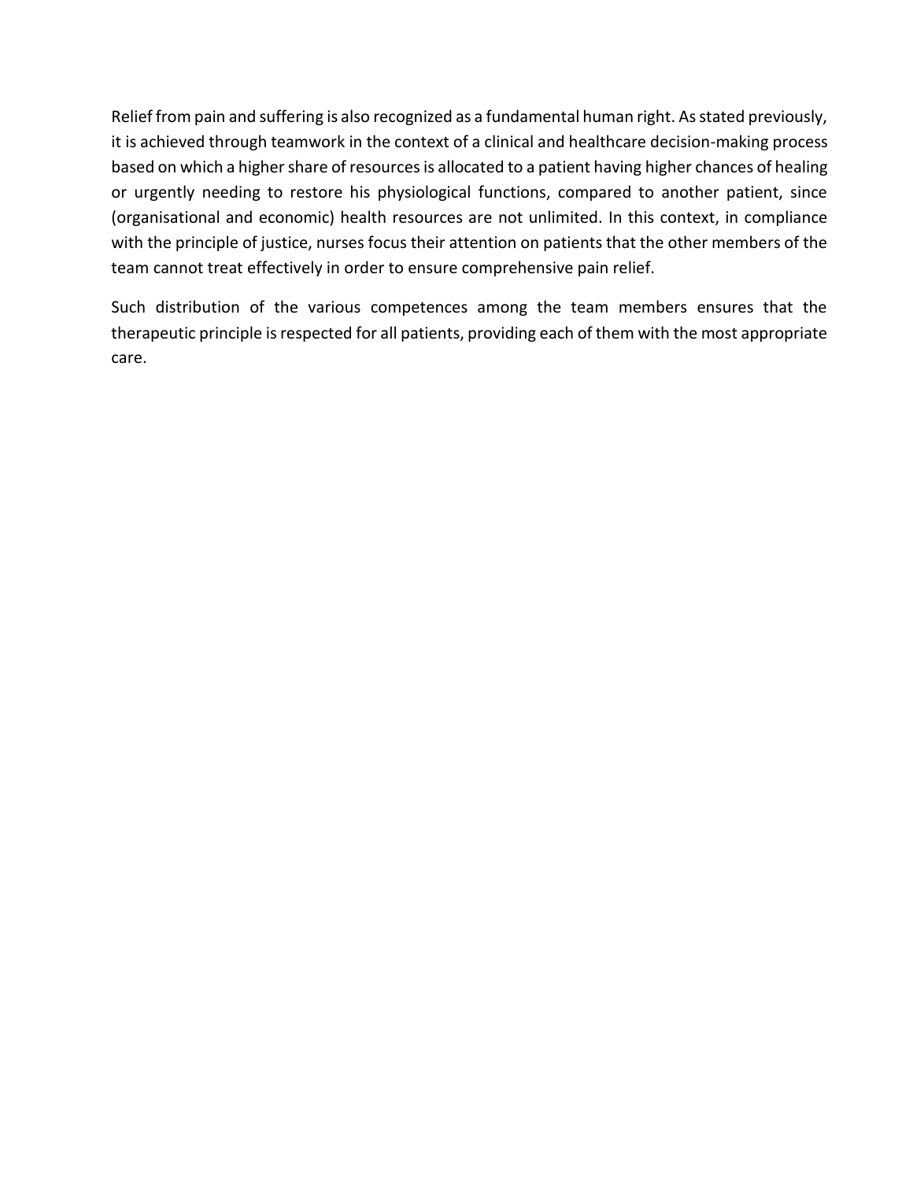Relief from pain and suffering is also recognized as a fundamental human right. As stated previously, it is achieved through teamwork in the context of a clinical and healthcare decision-making process based on which a higher share of resources is allocated to a patient having higher chances of healing or urgently needing to restore his physiological functions, compared to another patient, since (organisational and economic) health resources are not unlimited. In this context, in compliance with the principle of justice, nurses focus their attention on patients that the other members of the team cannot treat effectively in order to ensure comprehensive pain relief.

Such distribution of the various competences among the team members ensures that the therapeutic principle is respected for all patients, providing each of them with the most appropriate care.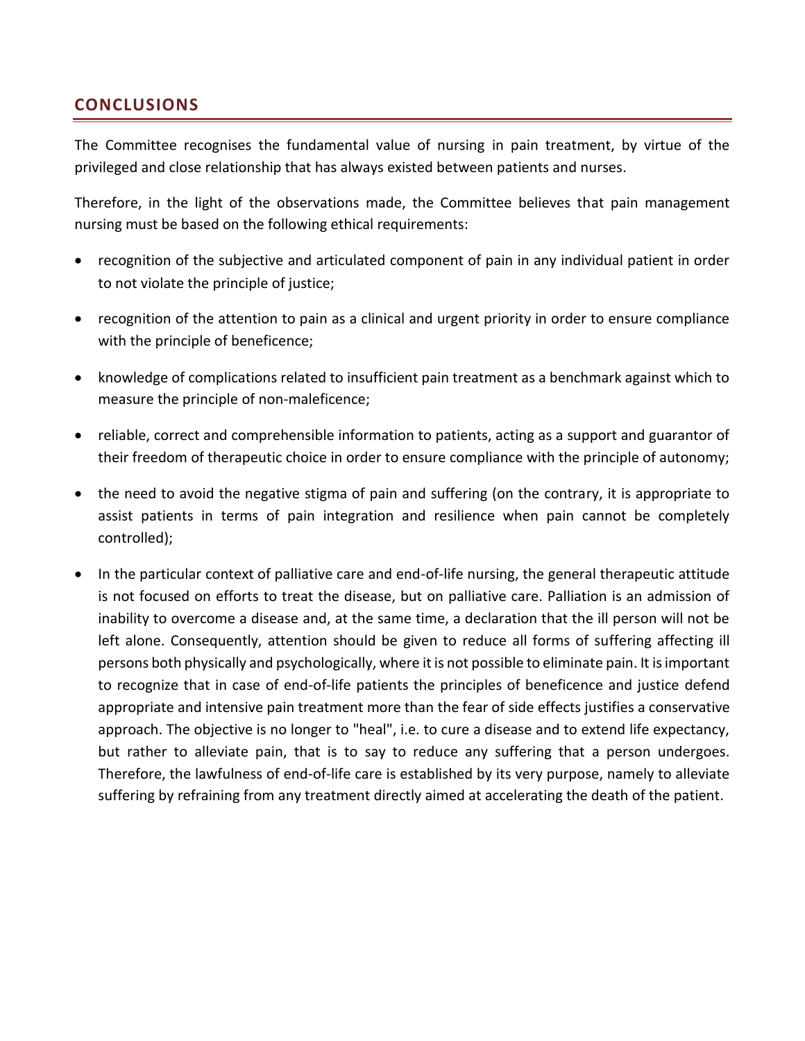## CONCLUSIONS

The Committee recognises the fundamental value of nursing in pain treatment, by virtue of the privileged and close relationship that has always existed between patients and nurses.

Therefore, in the light of the observations made, the Committee believes that pain management nursing must be based on the following ethical requirements:

- recognition of the subjective and articulated component of pain in any individual patient in order to not violate the principle of justice;
- recognition of the attention to pain as a clinical and urgent priority in order to ensure compliance with the principle of beneficence;
- knowledge of complications related to insufficient pain treatment as a benchmark against which to measure the principle of non-maleficence;
- reliable, correct and comprehensible information to patients, acting as a support and guarantor of their freedom of therapeutic choice in order to ensure compliance with the principle of autonomy;
- the need to avoid the negative stigma of pain and suffering (on the contrary, it is appropriate to assist patients in terms of pain integration and resilience when pain cannot be completely controlled);
- In the particular context of palliative care and end-of-life nursing, the general therapeutic attitude is not focused on efforts to treat the disease, but on palliative care. Palliation is an admission of inability to overcome a disease and, at the same time, a declaration that the ill person will not be left alone. Consequently, attention should be given to reduce all forms of suffering affecting ill persons both physically and psychologically, where it is not possible to eliminate pain. It is important to recognize that in case of end-of-life patients the principles of beneficence and justice defend appropriate and intensive pain treatment more than the fear of side effects justifies a conservative approach. The objective is no longer to "heal", i.e. to cure a disease and to extend life expectancy, but rather to alleviate pain, that is to say to reduce any suffering that a person undergoes. Therefore, the lawfulness of end-of-life care is established by its very purpose, namely to alleviate suffering by refraining from any treatment directly aimed at accelerating the death of the patient.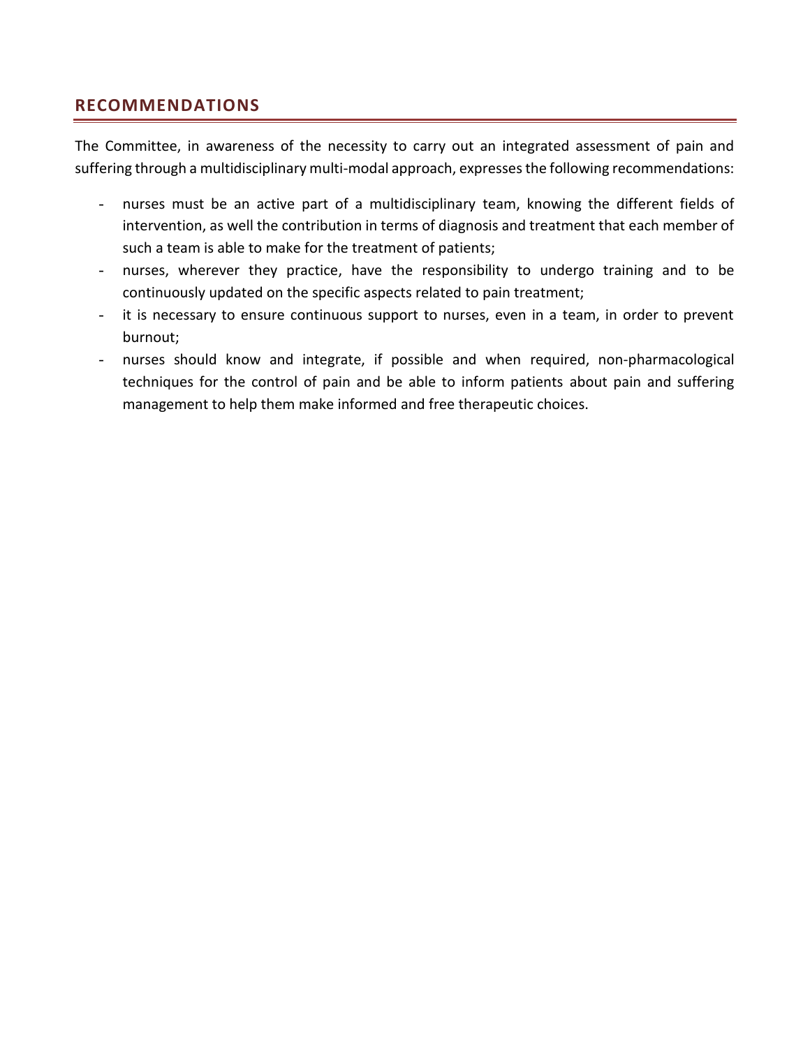## RECOMMENDATIONS

The Committee, in awareness of the necessity to carry out an integrated assessment of pain and suffering through a multidisciplinary multi-modal approach, expresses the following recommendations:

- nurses must be an active part of a multidisciplinary team, knowing the different fields of intervention, as well the contribution in terms of diagnosis and treatment that each member of such a team is able to make for the treatment of patients;
- nurses, wherever they practice, have the responsibility to undergo training and to be continuously updated on the specific aspects related to pain treatment;
- it is necessary to ensure continuous support to nurses, even in a team, in order to prevent burnout;
- nurses should know and integrate, if possible and when required, non-pharmacological techniques for the control of pain and be able to inform patients about pain and suffering management to help them make informed and free therapeutic choices.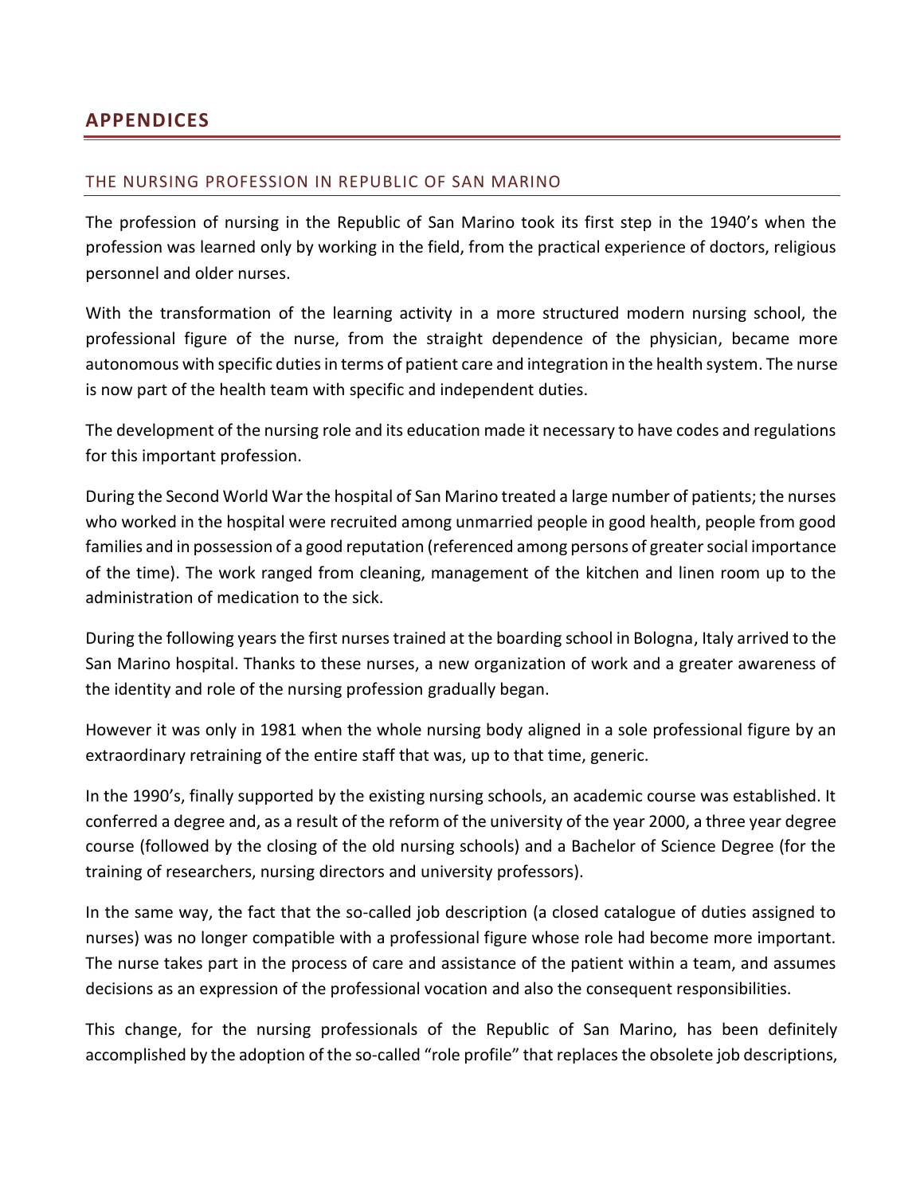# APPENDICES

## THE NURSING PROFESSION IN REPUBLIC OF SAN MARINO

The profession of nursing in the Republic of San Marino took its first step in the 1940's when the profession was learned only by working in the field, from the practical experience of doctors, religious personnel and older nurses.

With the transformation of the learning activity in a more structured modern nursing school, the professional figure of the nurse, from the straight dependence of the physician, became more autonomous with specific duties in terms of patient care and integration in the health system. The nurse is now part of the health team with specific and independent duties.

The development of the nursing role and its education made it necessary to have codes and regulations for this important profession.

During the Second World War the hospital of San Marino treated a large number of patients; the nurses who worked in the hospital were recruited among unmarried people in good health, people from good families and in possession of a good reputation (referenced among persons of greater social importance of the time). The work ranged from cleaning, management of the kitchen and linen room up to the administration of medication to the sick.

During the following years the first nurses trained at the boarding school in Bologna, Italy arrived to the San Marino hospital. Thanks to these nurses, a new organization of work and a greater awareness of the identity and role of the nursing profession gradually began.

However it was only in 1981 when the whole nursing body aligned in a sole professional figure by an extraordinary retraining of the entire staff that was, up to that time, generic.

In the 1990's, finally supported by the existing nursing schools, an academic course was established. It conferred a degree and, as a result of the reform of the university of the year 2000, a three year degree course (followed by the closing of the old nursing schools) and a Bachelor of Science Degree (for the training of researchers, nursing directors and university professors).

In the same way, the fact that the so-called job description (a closed catalogue of duties assigned to nurses) was no longer compatible with a professional figure whose role had become more important. The nurse takes part in the process of care and assistance of the patient within a team, and assumes decisions as an expression of the professional vocation and also the consequent responsibilities.

This change, for the nursing professionals of the Republic of San Marino, has been definitely accomplished by the adoption of the so-called "role profile" that replaces the obsolete job descriptions,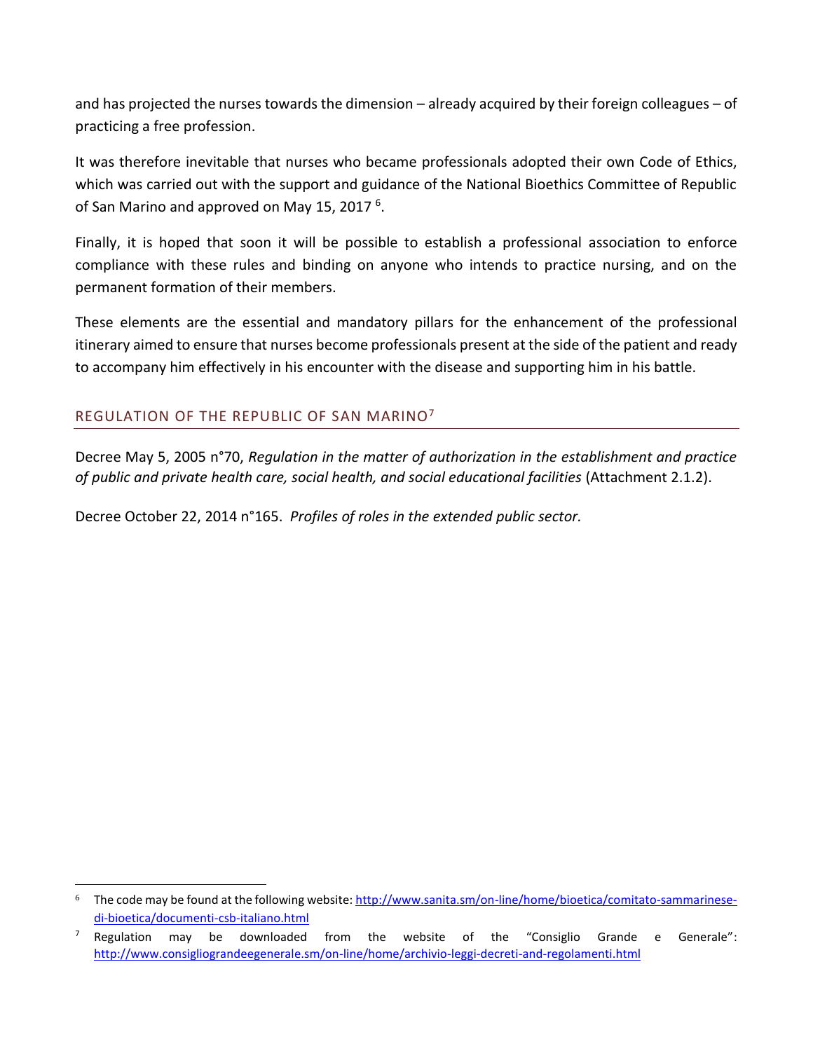and has projected the nurses towards the dimension – already acquired by their foreign colleagues – of practicing a free profession.

It was therefore inevitable that nurses who became professionals adopted their own Code of Ethics, which was carried out with the support and guidance of the National Bioethics Committee of Republic of San Marino and approved on May 15, 2017 [6].

Finally, it is hoped that soon it will be possible to establish a professional association to enforce compliance with these rules and binding on anyone who intends to practice nursing, and on the permanent formation of their members.

These elements are the essential and mandatory pillars for the enhancement of the professional itinerary aimed to ensure that nurses become professionals present at the side of the patient and ready to accompany him effectively in his encounter with the disease and supporting him in his battle.

## REGULATION OF THE REPUBLIC OF SAN MARINO[7]

Decree May 5, 2005 n°70, *Regulation in the matter of authorization in the establishment and practice of public and private health care, social health, and social educational facilities* (Attachment 2.1.2).

Decree October 22, 2014 n°165. *Profiles of roles in the extended public sector.*

---

[6] The code may be found at the following website: http://www.sanita.sm/on-line/home/bioetica/comitato-sammarinese-di-bioetica/documenti-csb-italiano.html

[7] Regulation may be downloaded from the website of the "Consiglio Grande e Generale": http://www.consigliograndeegenerale.sm/on-line/home/archivio-leggi-decreti-and-regolamenti.html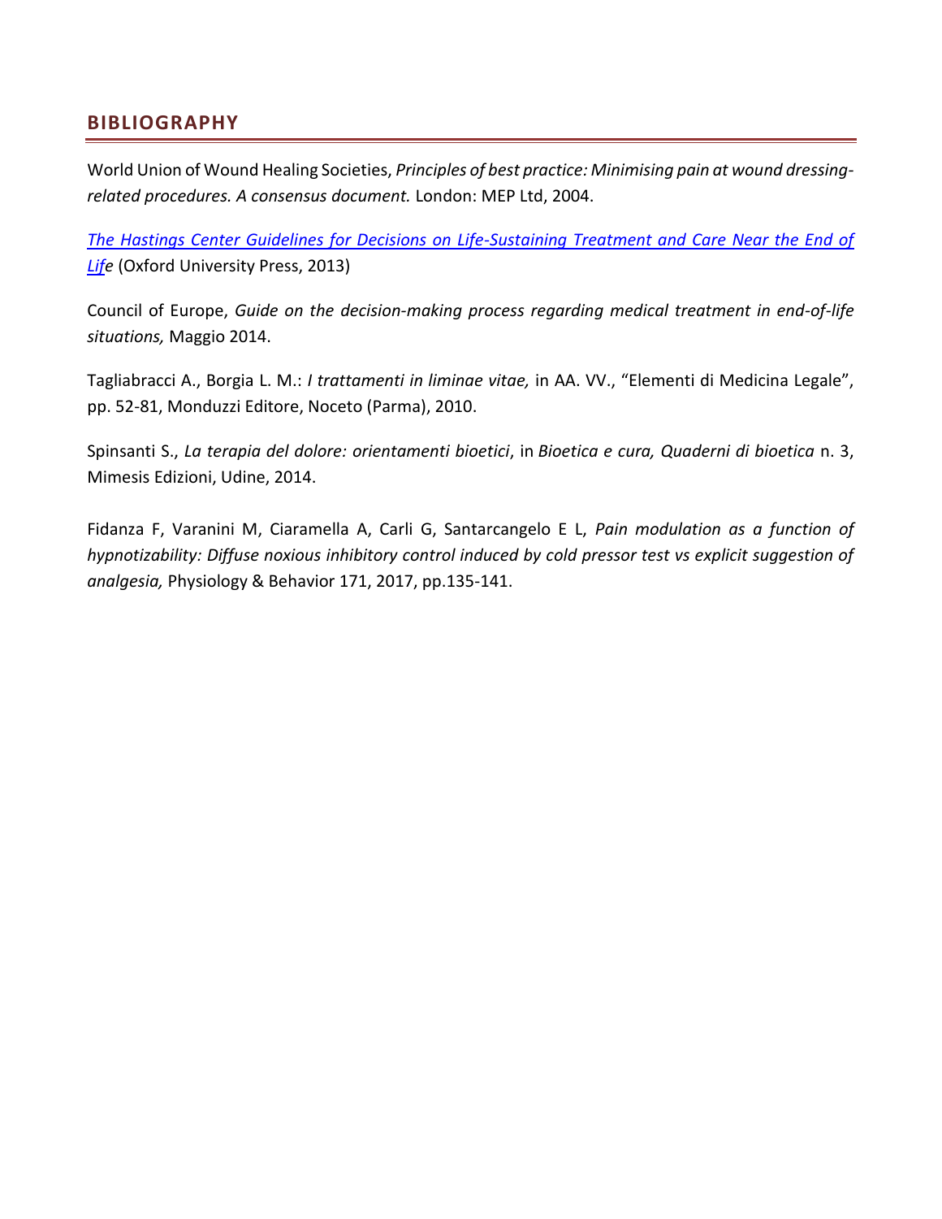## BIBLIOGRAPHY

World Union of Wound Healing Societies, *Principles of best practice: Minimising pain at wound dressing-related procedures. A consensus document.* London: MEP Ltd, 2004.

*The Hastings Center Guidelines for Decisions on Life-Sustaining Treatment and Care Near the End of Life* (Oxford University Press, 2013)

Council of Europe, *Guide on the decision-making process regarding medical treatment in end-of-life situations,* Maggio 2014.

Tagliabracci A., Borgia L. M.: *I trattamenti in liminae vitae,* in AA. VV., "Elementi di Medicina Legale", pp. 52-81, Monduzzi Editore, Noceto (Parma), 2010.

Spinsanti S., *La terapia del dolore: orientamenti bioetici*, in *Bioetica e cura, Quaderni di bioetica* n. 3, Mimesis Edizioni, Udine, 2014.

Fidanza F, Varanini M, Ciaramella A, Carli G, Santarcangelo E L, *Pain modulation as a function of hypnotizability: Diffuse noxious inhibitory control induced by cold pressor test vs explicit suggestion of analgesia,* Physiology & Behavior 171, 2017, pp.135-141.